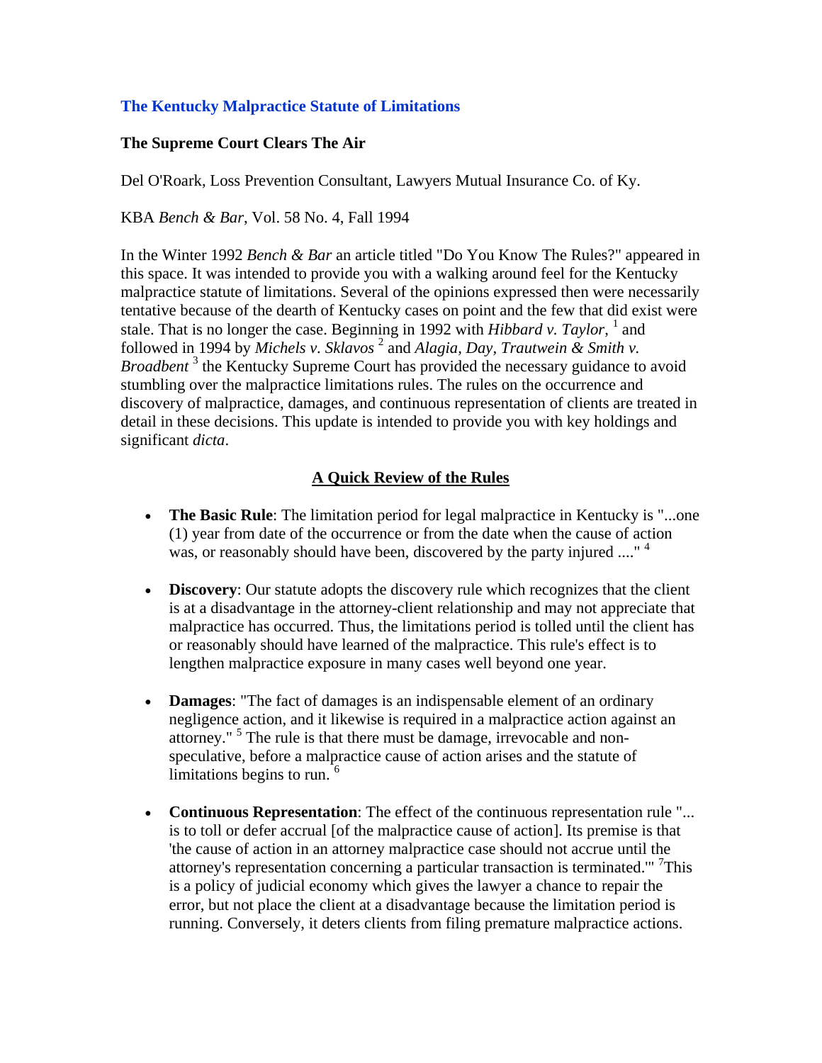## The Kentucky Malpractice Statute of Limitations

### The Supreme Court Clears The Air

Del O'Roark, Loss Prevention Consultant, Lawyers Mutual Insurance Co. of Ky.

KBA *Bench & Bar*, Vol. 58 No. 4, Fall 1994

In the Winter 1992 *Bench & Bar* an article titled "Do You Know The Rules?" appeared in this space. It was intended to provide you with a walking around feel for the Kentucky malpractice statute of limitations. Several of the opinions expressed then were necessarily tentative because of the dearth of Kentucky cases on point and the few that did exist were stale. That is no longer the case. Beginning in 1992 with *Hibbard v. Taylor*, [1] and followed in 1994 by *Michels v. Sklavos* [2] and *Alagia, Day, Trautwein & Smith v. Broadbent* [3] the Kentucky Supreme Court has provided the necessary guidance to avoid stumbling over the malpractice limitations rules. The rules on the occurrence and discovery of malpractice, damages, and continuous representation of clients are treated in detail in these decisions. This update is intended to provide you with key holdings and significant *dicta*.

### A Quick Review of the Rules

- **The Basic Rule**: The limitation period for legal malpractice in Kentucky is "...one (1) year from date of the occurrence or from the date when the cause of action was, or reasonably should have been, discovered by the party injured ...." [4]

- **Discovery**: Our statute adopts the discovery rule which recognizes that the client is at a disadvantage in the attorney-client relationship and may not appreciate that malpractice has occurred. Thus, the limitations period is tolled until the client has or reasonably should have learned of the malpractice. This rule's effect is to lengthen malpractice exposure in many cases well beyond one year.

- **Damages**: "The fact of damages is an indispensable element of an ordinary negligence action, and it likewise is required in a malpractice action against an attorney." [5] The rule is that there must be damage, irrevocable and non-speculative, before a malpractice cause of action arises and the statute of limitations begins to run. [6]

- **Continuous Representation**: The effect of the continuous representation rule "... is to toll or defer accrual [of the malpractice cause of action]. Its premise is that 'the cause of action in an attorney malpractice case should not accrue until the attorney's representation concerning a particular transaction is terminated.'" [7]This is a policy of judicial economy which gives the lawyer a chance to repair the error, but not place the client at a disadvantage because the limitation period is running. Conversely, it deters clients from filing premature malpractice actions.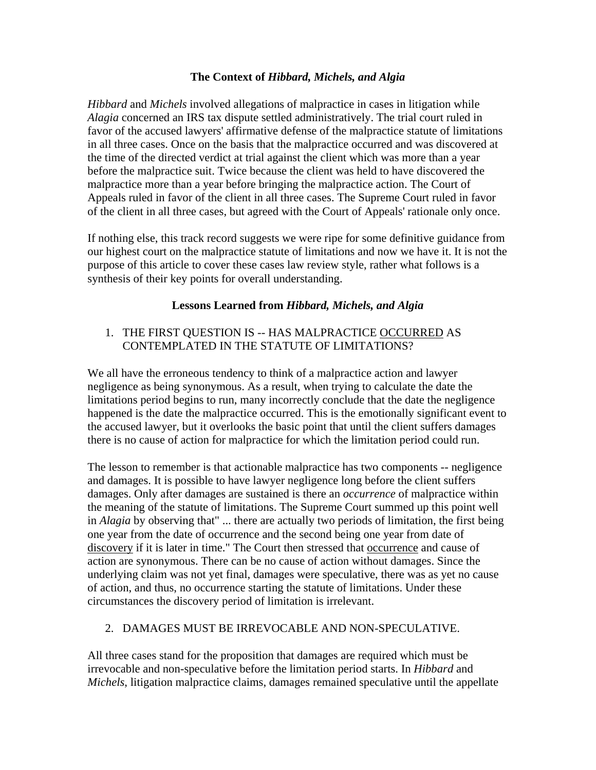### The Context of *Hibbard, Michels, and Algia*

*Hibbard* and *Michels* involved allegations of malpractice in cases in litigation while *Alagia* concerned an IRS tax dispute settled administratively. The trial court ruled in favor of the accused lawyers' affirmative defense of the malpractice statute of limitations in all three cases. Once on the basis that the malpractice occurred and was discovered at the time of the directed verdict at trial against the client which was more than a year before the malpractice suit. Twice because the client was held to have discovered the malpractice more than a year before bringing the malpractice action. The Court of Appeals ruled in favor of the client in all three cases. The Supreme Court ruled in favor of the client in all three cases, but agreed with the Court of Appeals' rationale only once.

If nothing else, this track record suggests we were ripe for some definitive guidance from our highest court on the malpractice statute of limitations and now we have it. It is not the purpose of this article to cover these cases law review style, rather what follows is a synthesis of their key points for overall understanding.

### Lessons Learned from *Hibbard, Michels, and Algia*

1. THE FIRST QUESTION IS -- HAS MALPRACTICE <u>OCCURRED</u> AS CONTEMPLATED IN THE STATUTE OF LIMITATIONS?

We all have the erroneous tendency to think of a malpractice action and lawyer negligence as being synonymous. As a result, when trying to calculate the date the limitations period begins to run, many incorrectly conclude that the date the negligence happened is the date the malpractice occurred. This is the emotionally significant event to the accused lawyer, but it overlooks the basic point that until the client suffers damages there is no cause of action for malpractice for which the limitation period could run.

The lesson to remember is that actionable malpractice has two components -- negligence and damages. It is possible to have lawyer negligence long before the client suffers damages. Only after damages are sustained is there an *occurrence* of malpractice within the meaning of the statute of limitations. The Supreme Court summed up this point well in *Alagia* by observing that" ... there are actually two periods of limitation, the first being one year from the date of occurrence and the second being one year from date of <u>discovery</u> if it is later in time." The Court then stressed that <u>occurrence</u> and cause of action are synonymous. There can be no cause of action without damages. Since the underlying claim was not yet final, damages were speculative, there was as yet no cause of action, and thus, no occurrence starting the statute of limitations. Under these circumstances the discovery period of limitation is irrelevant.

2. DAMAGES MUST BE IRREVOCABLE AND NON-SPECULATIVE.

All three cases stand for the proposition that damages are required which must be irrevocable and non-speculative before the limitation period starts. In *Hibbard* and *Michels*, litigation malpractice claims, damages remained speculative until the appellate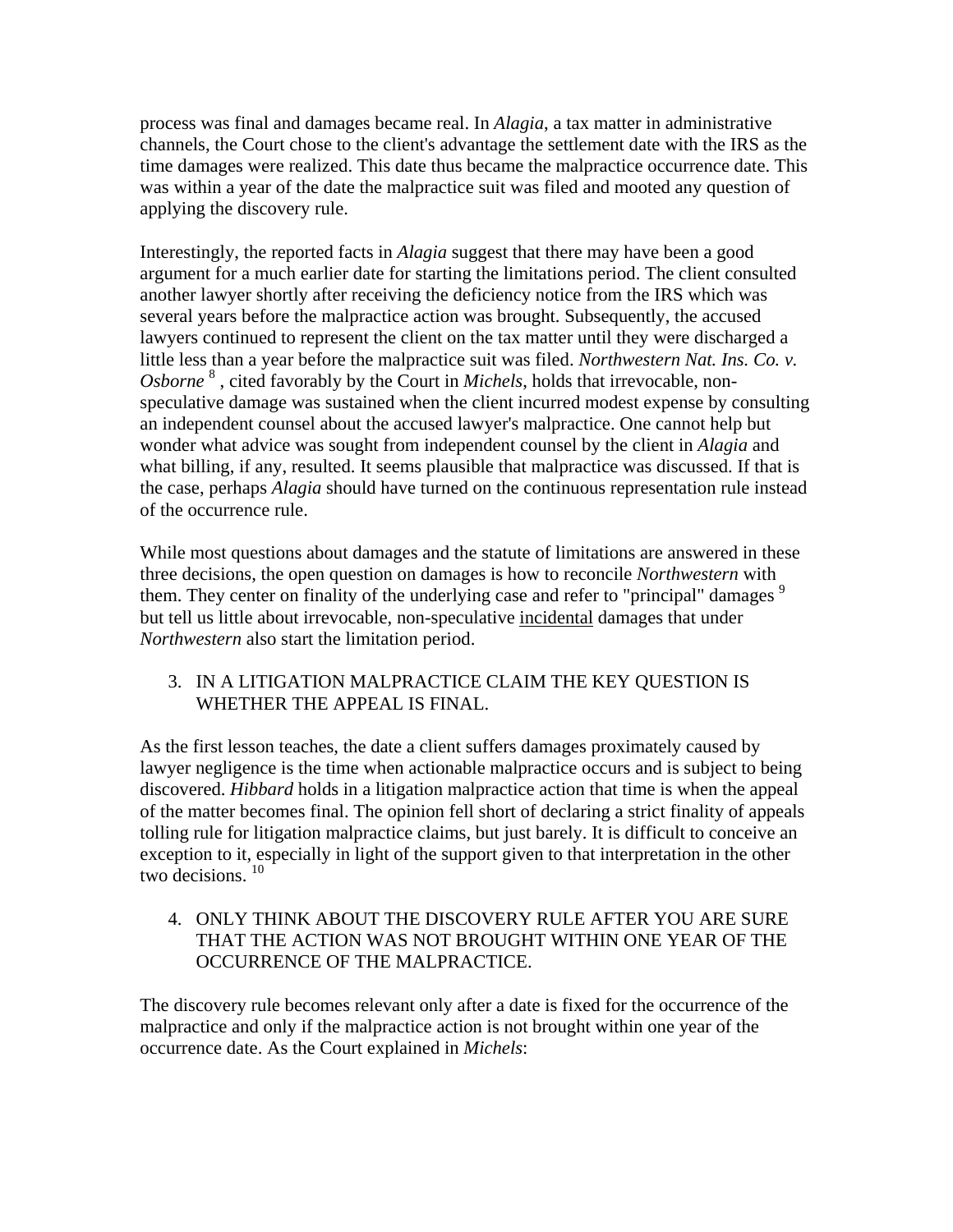process was final and damages became real. In *Alagia*, a tax matter in administrative channels, the Court chose to the client's advantage the settlement date with the IRS as the time damages were realized. This date thus became the malpractice occurrence date. This was within a year of the date the malpractice suit was filed and mooted any question of applying the discovery rule.

Interestingly, the reported facts in *Alagia* suggest that there may have been a good argument for a much earlier date for starting the limitations period. The client consulted another lawyer shortly after receiving the deficiency notice from the IRS which was several years before the malpractice action was brought. Subsequently, the accused lawyers continued to represent the client on the tax matter until they were discharged a little less than a year before the malpractice suit was filed. *Northwestern Nat. Ins. Co. v. Osborne* [8] , cited favorably by the Court in *Michels*, holds that irrevocable, non-speculative damage was sustained when the client incurred modest expense by consulting an independent counsel about the accused lawyer's malpractice. One cannot help but wonder what advice was sought from independent counsel by the client in *Alagia* and what billing, if any, resulted. It seems plausible that malpractice was discussed. If that is the case, perhaps *Alagia* should have turned on the continuous representation rule instead of the occurrence rule.

While most questions about damages and the statute of limitations are answered in these three decisions, the open question on damages is how to reconcile *Northwestern* with them. They center on finality of the underlying case and refer to "principal" damages [9] but tell us little about irrevocable, non-speculative <u>incidental</u> damages that under *Northwestern* also start the limitation period.

3. IN A LITIGATION MALPRACTICE CLAIM THE KEY QUESTION IS WHETHER THE APPEAL IS FINAL.

As the first lesson teaches, the date a client suffers damages proximately caused by lawyer negligence is the time when actionable malpractice occurs and is subject to being discovered. *Hibbard* holds in a litigation malpractice action that time is when the appeal of the matter becomes final. The opinion fell short of declaring a strict finality of appeals tolling rule for litigation malpractice claims, but just barely. It is difficult to conceive an exception to it, especially in light of the support given to that interpretation in the other two decisions. [10]

4. ONLY THINK ABOUT THE DISCOVERY RULE AFTER YOU ARE SURE THAT THE ACTION WAS NOT BROUGHT WITHIN ONE YEAR OF THE OCCURRENCE OF THE MALPRACTICE.

The discovery rule becomes relevant only after a date is fixed for the occurrence of the malpractice and only if the malpractice action is not brought within one year of the occurrence date. As the Court explained in *Michels*: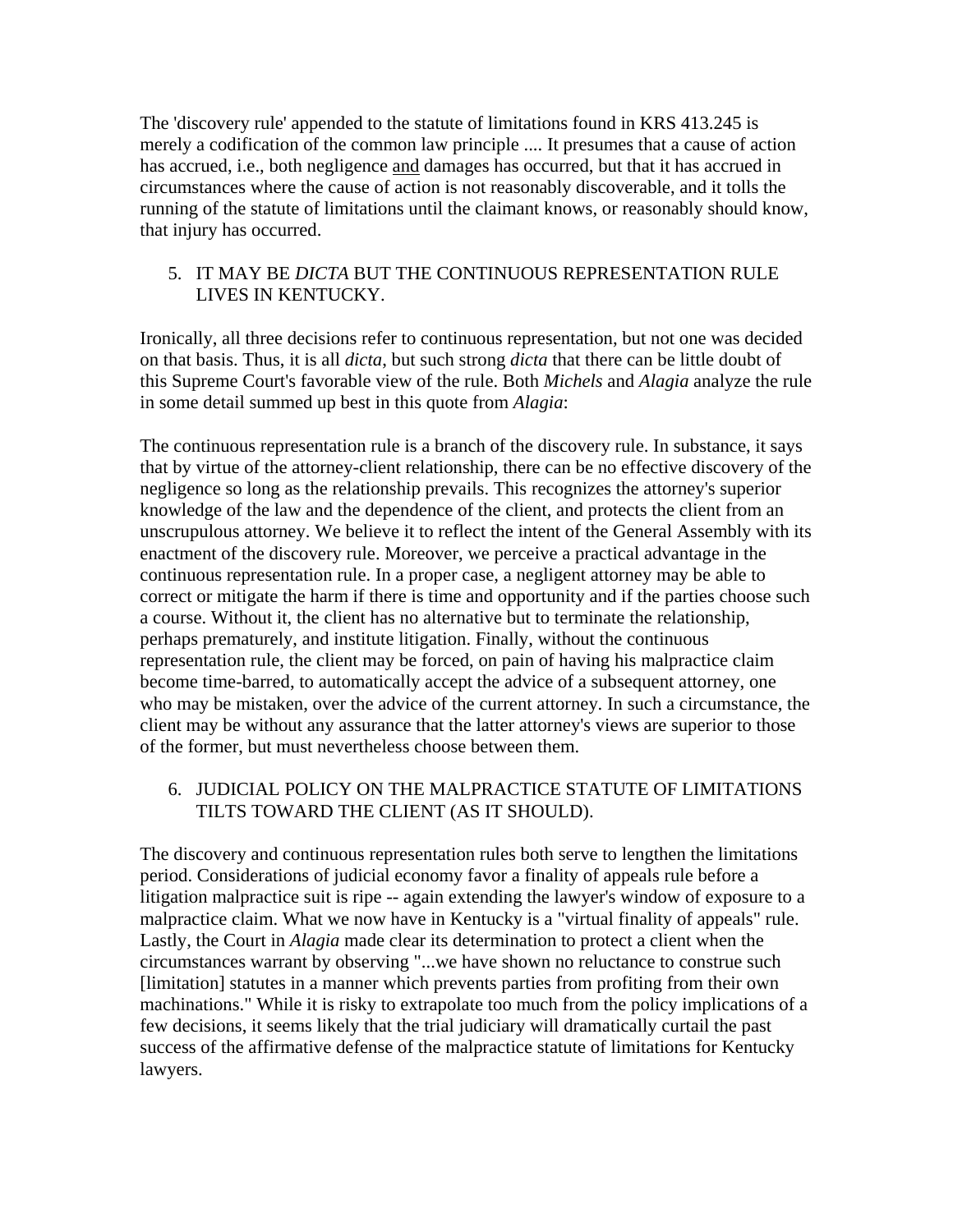The 'discovery rule' appended to the statute of limitations found in KRS 413.245 is merely a codification of the common law principle .... It presumes that a cause of action has accrued, i.e., both negligence <u>and</u> damages has occurred, but that it has accrued in circumstances where the cause of action is not reasonably discoverable, and it tolls the running of the statute of limitations until the claimant knows, or reasonably should know, that injury has occurred.

5. IT MAY BE *DICTA* BUT THE CONTINUOUS REPRESENTATION RULE LIVES IN KENTUCKY.

Ironically, all three decisions refer to continuous representation, but not one was decided on that basis. Thus, it is all *dicta*, but such strong *dicta* that there can be little doubt of this Supreme Court's favorable view of the rule. Both *Michels* and *Alagia* analyze the rule in some detail summed up best in this quote from *Alagia*:

The continuous representation rule is a branch of the discovery rule. In substance, it says that by virtue of the attorney-client relationship, there can be no effective discovery of the negligence so long as the relationship prevails. This recognizes the attorney's superior knowledge of the law and the dependence of the client, and protects the client from an unscrupulous attorney. We believe it to reflect the intent of the General Assembly with its enactment of the discovery rule. Moreover, we perceive a practical advantage in the continuous representation rule. In a proper case, a negligent attorney may be able to correct or mitigate the harm if there is time and opportunity and if the parties choose such a course. Without it, the client has no alternative but to terminate the relationship, perhaps prematurely, and institute litigation. Finally, without the continuous representation rule, the client may be forced, on pain of having his malpractice claim become time-barred, to automatically accept the advice of a subsequent attorney, one who may be mistaken, over the advice of the current attorney. In such a circumstance, the client may be without any assurance that the latter attorney's views are superior to those of the former, but must nevertheless choose between them.

6. JUDICIAL POLICY ON THE MALPRACTICE STATUTE OF LIMITATIONS TILTS TOWARD THE CLIENT (AS IT SHOULD).

The discovery and continuous representation rules both serve to lengthen the limitations period. Considerations of judicial economy favor a finality of appeals rule before a litigation malpractice suit is ripe -- again extending the lawyer's window of exposure to a malpractice claim. What we now have in Kentucky is a "virtual finality of appeals" rule. Lastly, the Court in *Alagia* made clear its determination to protect a client when the circumstances warrant by observing "...we have shown no reluctance to construe such [limitation] statutes in a manner which prevents parties from profiting from their own machinations." While it is risky to extrapolate too much from the policy implications of a few decisions, it seems likely that the trial judiciary will dramatically curtail the past success of the affirmative defense of the malpractice statute of limitations for Kentucky lawyers.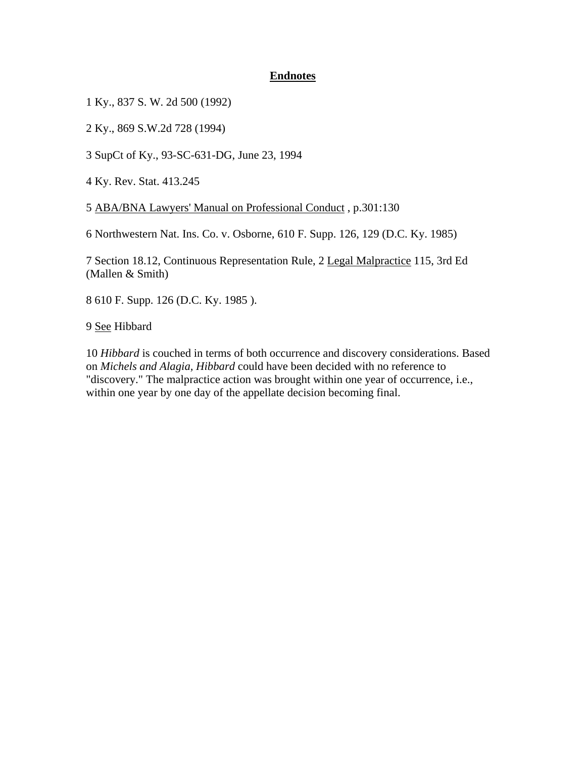## Endnotes

1 Ky., 837 S. W. 2d 500 (1992)

2 Ky., 869 S.W.2d 728 (1994)

3 SupCt of Ky., 93-SC-631-DG, June 23, 1994

4 Ky. Rev. Stat. 413.245

5 ABA/BNA Lawyers' Manual on Professional Conduct , p.301:130

6 Northwestern Nat. Ins. Co. v. Osborne, 610 F. Supp. 126, 129 (D.C. Ky. 1985)

7 Section 18.12, Continuous Representation Rule, 2 Legal Malpractice 115, 3rd Ed (Mallen & Smith)

8 610 F. Supp. 126 (D.C. Ky. 1985 ).

9 See Hibbard

10 *Hibbard* is couched in terms of both occurrence and discovery considerations. Based on *Michels and Alagia, Hibbard* could have been decided with no reference to "discovery." The malpractice action was brought within one year of occurrence, i.e., within one year by one day of the appellate decision becoming final.